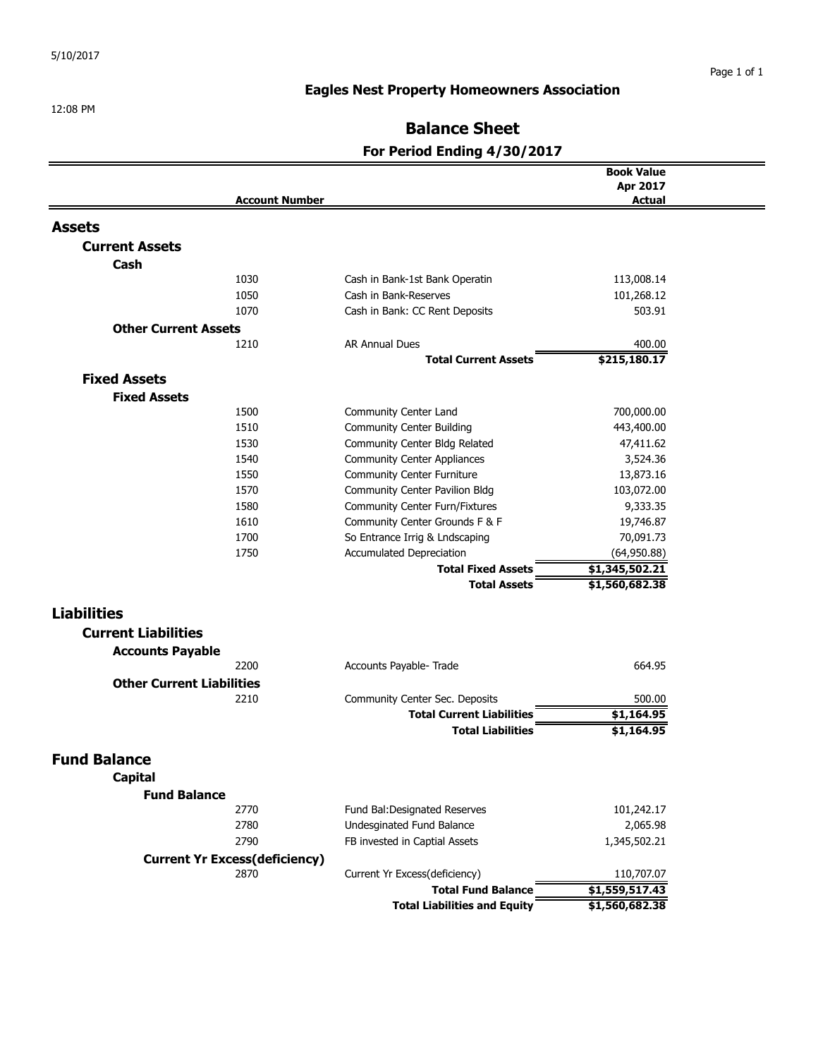5/10/2017

12:08 PM

# Eagles Nest Property Homeowners Association

## Balance Sheet

### For Period Ending 4/30/2017

| | Account Number | | Book Value Apr 2017 Actual |
|---|---|---|---|
| **Assets** | | | |
| **Current Assets** | | | |
| **Cash** | | | |
| | 1030 | Cash in Bank-1st Bank Operatin | 113,008.14 |
| | 1050 | Cash in Bank-Reserves | 101,268.12 |
| | 1070 | Cash in Bank: CC Rent Deposits | 503.91 |
| **Other Current Assets** | | | |
| | 1210 | AR Annual Dues | 400.00 |
| | | **Total Current Assets** | **$215,180.17** |
| **Fixed Assets** | | | |
| **Fixed Assets** | | | |
| | 1500 | Community Center Land | 700,000.00 |
| | 1510 | Community Center Building | 443,400.00 |
| | 1530 | Community Center Bldg Related | 47,411.62 |
| | 1540 | Community Center Appliances | 3,524.36 |
| | 1550 | Community Center Furniture | 13,873.16 |
| | 1570 | Community Center Pavilion Bldg | 103,072.00 |
| | 1580 | Community Center Furn/Fixtures | 9,333.35 |
| | 1610 | Community Center Grounds F & F | 19,746.87 |
| | 1700 | So Entrance Irrig & Lndscaping | 70,091.73 |
| | 1750 | Accumulated Depreciation | (64,950.88) |
| | | **Total Fixed Assets** | **$1,345,502.21** |
| | | **Total Assets** | **$1,560,682.38** |
| **Liabilities** | | | |
| **Current Liabilities** | | | |
| **Accounts Payable** | | | |
| | 2200 | Accounts Payable- Trade | 664.95 |
| **Other Current Liabilities** | | | |
| | 2210 | Community Center Sec. Deposits | 500.00 |
| | | **Total Current Liabilities** | **$1,164.95** |
| | | **Total Liabilities** | **$1,164.95** |
| **Fund Balance** | | | |
| **Capital** | | | |
| **Fund Balance** | | | |
| | 2770 | Fund Bal:Designated Reserves | 101,242.17 |
| | 2780 | Undesginated Fund Balance | 2,065.98 |
| | 2790 | FB invested in Captial Assets | 1,345,502.21 |
| **Current Yr Excess(deficiency)** | | | |
| | 2870 | Current Yr Excess(deficiency) | 110,707.07 |
| | | **Total Fund Balance** | **$1,559,517.43** |
| | | **Total Liabilities and Equity** | **$1,560,682.38** |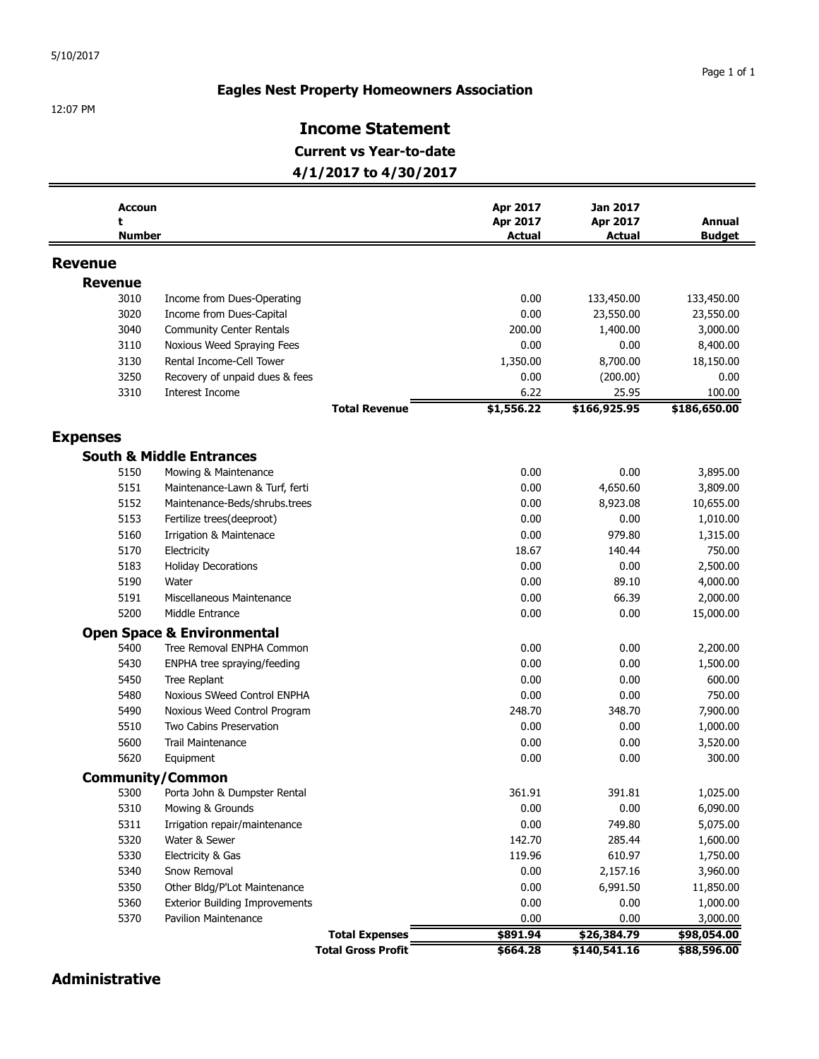5/10/2017

12:07 PM

**Eagles Nest Property Homeowners Association**

# Income Statement

## Current vs Year-to-date

## 4/1/2017 to 4/30/2017

| Account Number | | Apr 2017 Apr 2017 Actual | Jan 2017 Apr 2017 Actual | Annual Budget |
|---|---|---|---|---|
| **Revenue** | | | | |
| **Revenue** | | | | |
| 3010 | Income from Dues-Operating | 0.00 | 133,450.00 | 133,450.00 |
| 3020 | Income from Dues-Capital | 0.00 | 23,550.00 | 23,550.00 |
| 3040 | Community Center Rentals | 200.00 | 1,400.00 | 3,000.00 |
| 3110 | Noxious Weed Spraying Fees | 0.00 | 0.00 | 8,400.00 |
| 3130 | Rental Income-Cell Tower | 1,350.00 | 8,700.00 | 18,150.00 |
| 3250 | Recovery of unpaid dues & fees | 0.00 | (200.00) | 0.00 |
| 3310 | Interest Income | 6.22 | 25.95 | 100.00 |
| | **Total Revenue** | **$1,556.22** | **$166,925.95** | **$186,650.00** |
| **Expenses** | | | | |
| **South & Middle Entrances** | | | | |
| 5150 | Mowing & Maintenance | 0.00 | 0.00 | 3,895.00 |
| 5151 | Maintenance-Lawn & Turf, ferti | 0.00 | 4,650.60 | 3,809.00 |
| 5152 | Maintenance-Beds/shrubs.trees | 0.00 | 8,923.08 | 10,655.00 |
| 5153 | Fertilize trees(deeproot) | 0.00 | 0.00 | 1,010.00 |
| 5160 | Irrigation & Maintenace | 0.00 | 979.80 | 1,315.00 |
| 5170 | Electricity | 18.67 | 140.44 | 750.00 |
| 5183 | Holiday Decorations | 0.00 | 0.00 | 2,500.00 |
| 5190 | Water | 0.00 | 89.10 | 4,000.00 |
| 5191 | Miscellaneous Maintenance | 0.00 | 66.39 | 2,000.00 |
| 5200 | Middle Entrance | 0.00 | 0.00 | 15,000.00 |
| **Open Space & Environmental** | | | | |
| 5400 | Tree Removal ENPHA Common | 0.00 | 0.00 | 2,200.00 |
| 5430 | ENPHA tree spraying/feeding | 0.00 | 0.00 | 1,500.00 |
| 5450 | Tree Replant | 0.00 | 0.00 | 600.00 |
| 5480 | Noxious SWeed Control ENPHA | 0.00 | 0.00 | 750.00 |
| 5490 | Noxious Weed Control Program | 248.70 | 348.70 | 7,900.00 |
| 5510 | Two Cabins Preservation | 0.00 | 0.00 | 1,000.00 |
| 5600 | Trail Maintenance | 0.00 | 0.00 | 3,520.00 |
| 5620 | Equipment | 0.00 | 0.00 | 300.00 |
| **Community/Common** | | | | |
| 5300 | Porta John & Dumpster Rental | 361.91 | 391.81 | 1,025.00 |
| 5310 | Mowing & Grounds | 0.00 | 0.00 | 6,090.00 |
| 5311 | Irrigation repair/maintenance | 0.00 | 749.80 | 5,075.00 |
| 5320 | Water & Sewer | 142.70 | 285.44 | 1,600.00 |
| 5330 | Electricity & Gas | 119.96 | 610.97 | 1,750.00 |
| 5340 | Snow Removal | 0.00 | 2,157.16 | 3,960.00 |
| 5350 | Other Bldg/P'Lot Maintenance | 0.00 | 6,991.50 | 11,850.00 |
| 5360 | Exterior Building Improvements | 0.00 | 0.00 | 1,000.00 |
| 5370 | Pavilion Maintenance | 0.00 | 0.00 | 3,000.00 |
| | **Total Expenses** | **$891.94** | **$26,384.79** | **$98,054.00** |
| | **Total Gross Profit** | **$664.28** | **$140,541.16** | **$88,596.00** |

## Administrative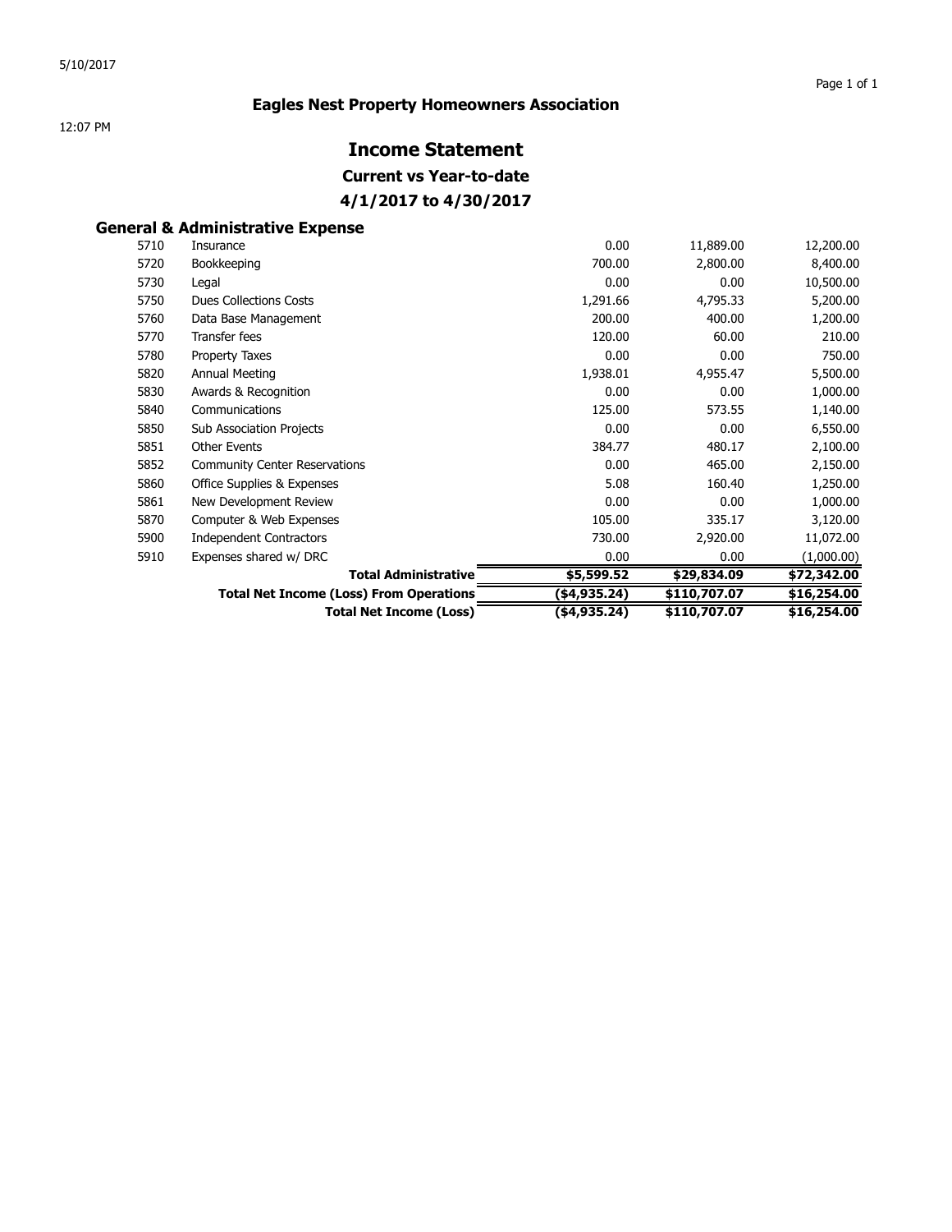5/10/2017

12:07 PM

## Eagles Nest Property Homeowners Association

# Income Statement

### Current vs Year-to-date

### 4/1/2017 to 4/30/2017

### General & Administrative Expense

| | | | | |
|---|---|---|---|---|
| 5710 | Insurance | 0.00 | 11,889.00 | 12,200.00 |
| 5720 | Bookkeeping | 700.00 | 2,800.00 | 8,400.00 |
| 5730 | Legal | 0.00 | 0.00 | 10,500.00 |
| 5750 | Dues Collections Costs | 1,291.66 | 4,795.33 | 5,200.00 |
| 5760 | Data Base Management | 200.00 | 400.00 | 1,200.00 |
| 5770 | Transfer fees | 120.00 | 60.00 | 210.00 |
| 5780 | Property Taxes | 0.00 | 0.00 | 750.00 |
| 5820 | Annual Meeting | 1,938.01 | 4,955.47 | 5,500.00 |
| 5830 | Awards & Recognition | 0.00 | 0.00 | 1,000.00 |
| 5840 | Communications | 125.00 | 573.55 | 1,140.00 |
| 5850 | Sub Association Projects | 0.00 | 0.00 | 6,550.00 |
| 5851 | Other Events | 384.77 | 480.17 | 2,100.00 |
| 5852 | Community Center Reservations | 0.00 | 465.00 | 2,150.00 |
| 5860 | Office Supplies & Expenses | 5.08 | 160.40 | 1,250.00 |
| 5861 | New Development Review | 0.00 | 0.00 | 1,000.00 |
| 5870 | Computer & Web Expenses | 105.00 | 335.17 | 3,120.00 |
| 5900 | Independent Contractors | 730.00 | 2,920.00 | 11,072.00 |
| 5910 | Expenses shared w/ DRC | 0.00 | 0.00 | (1,000.00) |
| | **Total Administrative** | **$5,599.52** | **$29,834.09** | **$72,342.00** |
| | **Total Net Income (Loss) From Operations** | **($4,935.24)** | **$110,707.07** | **$16,254.00** |
| | **Total Net Income (Loss)** | **($4,935.24)** | **$110,707.07** | **$16,254.00** |